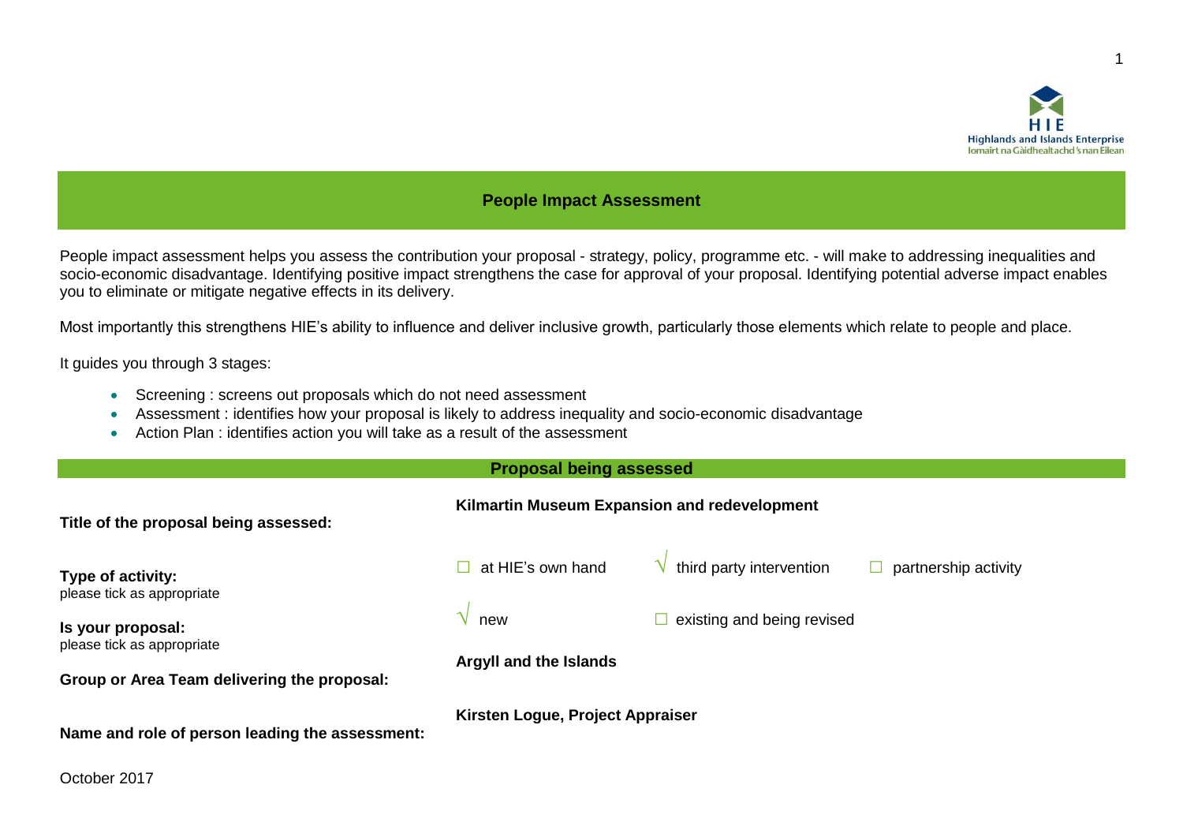# People Impact Assessment

People impact assessment helps you assess the contribution your proposal - strategy, policy, programme etc. - will make to addressing inequalities and socio-economic disadvantage. Identifying positive impact strengthens the case for approval of your proposal. Identifying potential adverse impact enables you to eliminate or mitigate negative effects in its delivery.

Most importantly this strengthens HIE's ability to influence and deliver inclusive growth, particularly those elements which relate to people and place.

It guides you through 3 stages:

- Screening : screens out proposals which do not need assessment
- Assessment : identifies how your proposal is likely to address inequality and socio-economic disadvantage
- Action Plan : identifies action you will take as a result of the assessment

## Proposal being assessed

**Title of the proposal being assessed:** **Kilmartin Museum Expansion and redevelopment**

**Type of activity:**
please tick as appropriate

☐ at HIE's own hand √ third party intervention ☐ partnership activity

**Is your proposal:**
please tick as appropriate

√ new ☐ existing and being revised

**Group or Area Team delivering the proposal:** **Argyll and the Islands**

**Name and role of person leading the assessment:** **Kirsten Logue, Project Appraiser**

October 2017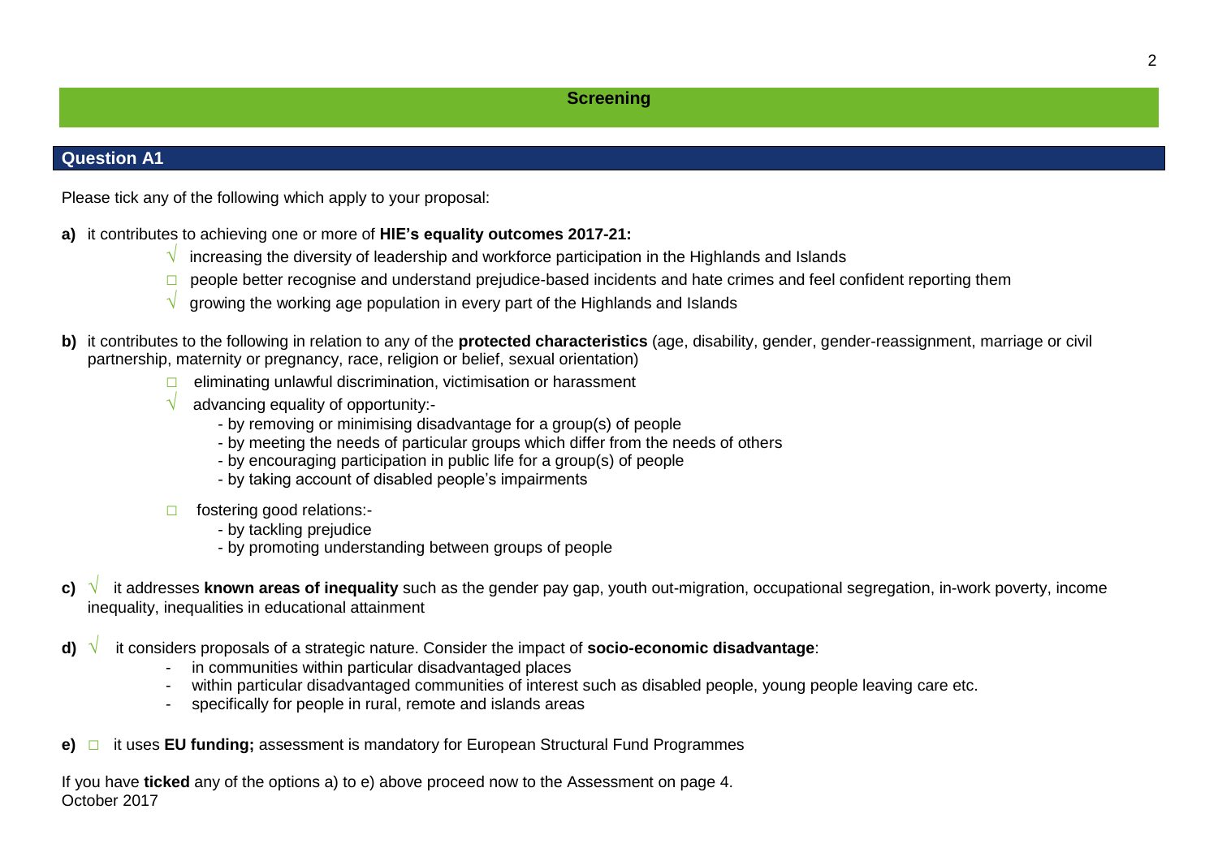## Screening

### Question A1

Please tick any of the following which apply to your proposal:

**a)** it contributes to achieving one or more of **HIE's equality outcomes 2017-21:**

- √ increasing the diversity of leadership and workforce participation in the Highlands and Islands
- □ people better recognise and understand prejudice-based incidents and hate crimes and feel confident reporting them
- √ growing the working age population in every part of the Highlands and Islands

**b)** it contributes to the following in relation to any of the **protected characteristics** (age, disability, gender, gender-reassignment, marriage or civil partnership, maternity or pregnancy, race, religion or belief, sexual orientation)

- □ eliminating unlawful discrimination, victimisation or harassment
- √ advancing equality of opportunity:-
  - by removing or minimising disadvantage for a group(s) of people
  - by meeting the needs of particular groups which differ from the needs of others
  - by encouraging participation in public life for a group(s) of people
  - by taking account of disabled people's impairments
- □ fostering good relations:-
  - by tackling prejudice
  - by promoting understanding between groups of people

**c)** √ it addresses **known areas of inequality** such as the gender pay gap, youth out-migration, occupational segregation, in-work poverty, income inequality, inequalities in educational attainment

**d)** √ it considers proposals of a strategic nature. Consider the impact of **socio-economic disadvantage**:

- in communities within particular disadvantaged places
- within particular disadvantaged communities of interest such as disabled people, young people leaving care etc.
- specifically for people in rural, remote and islands areas

**e)** □ it uses **EU funding;** assessment is mandatory for European Structural Fund Programmes

If you have **ticked** any of the options a) to e) above proceed now to the Assessment on page 4.

October 2017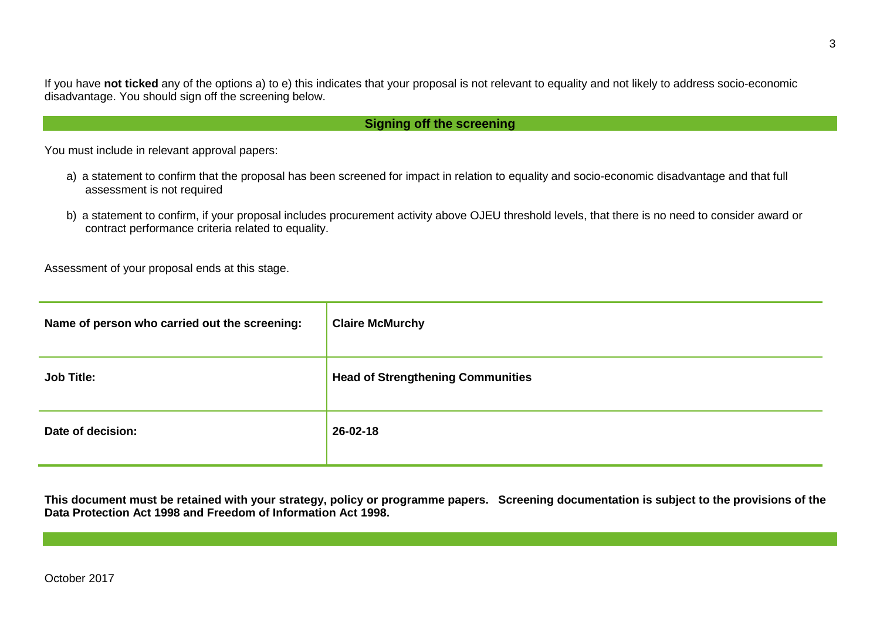If you have **not ticked** any of the options a) to e) this indicates that your proposal is not relevant to equality and not likely to address socio-economic disadvantage. You should sign off the screening below.

## Signing off the screening

You must include in relevant approval papers:

a) a statement to confirm that the proposal has been screened for impact in relation to equality and socio-economic disadvantage and that full assessment is not required

b) a statement to confirm, if your proposal includes procurement activity above OJEU threshold levels, that there is no need to consider award or contract performance criteria related to equality.

Assessment of your proposal ends at this stage.

| | |
|---|---|
| **Name of person who carried out the screening:** | **Claire McMurchy** |
| **Job Title:** | **Head of Strengthening Communities** |
| **Date of decision:** | **26-02-18** |

**This document must be retained with your strategy, policy or programme papers. Screening documentation is subject to the provisions of the Data Protection Act 1998 and Freedom of Information Act 1998.**

October 2017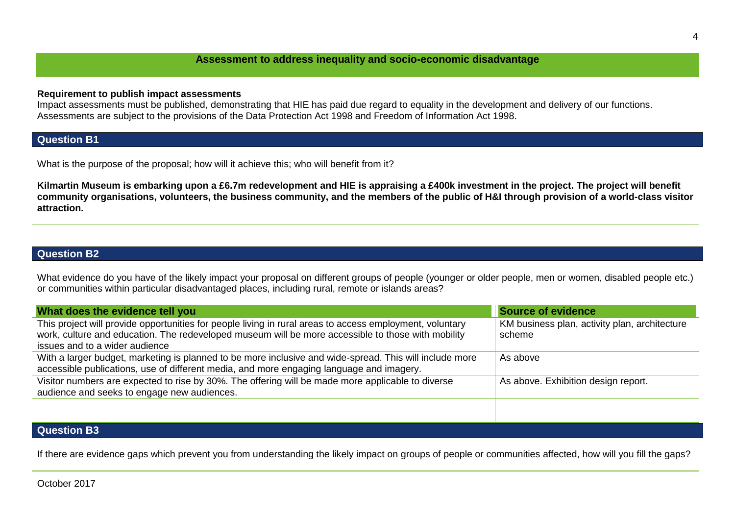## Assessment to address inequality and socio-economic disadvantage

**Requirement to publish impact assessments**

Impact assessments must be published, demonstrating that HIE has paid due regard to equality in the development and delivery of our functions. Assessments are subject to the provisions of the Data Protection Act 1998 and Freedom of Information Act 1998.

### Question B1

What is the purpose of the proposal; how will it achieve this; who will benefit from it?

**Kilmartin Museum is embarking upon a £6.7m redevelopment and HIE is appraising a £400k investment in the project. The project will benefit community organisations, volunteers, the business community, and the members of the public of H&I through provision of a world-class visitor attraction.**

### Question B2

What evidence do you have of the likely impact your proposal on different groups of people (younger or older people, men or women, disabled people etc.) or communities within particular disadvantaged places, including rural, remote or islands areas?

| What does the evidence tell you | Source of evidence |
|---|---|
| This project will provide opportunities for people living in rural areas to access employment, voluntary work, culture and education. The redeveloped museum will be more accessible to those with mobility issues and to a wider audience | KM business plan, activity plan, architecture scheme |
| With a larger budget, marketing is planned to be more inclusive and wide-spread. This will include more accessible publications, use of different media, and more engaging language and imagery. | As above |
| Visitor numbers are expected to rise by 30%. The offering will be made more applicable to diverse audience and seeks to engage new audiences. | As above. Exhibition design report. |
| | |

### Question B3

If there are evidence gaps which prevent you from understanding the likely impact on groups of people or communities affected, how will you fill the gaps?

October 2017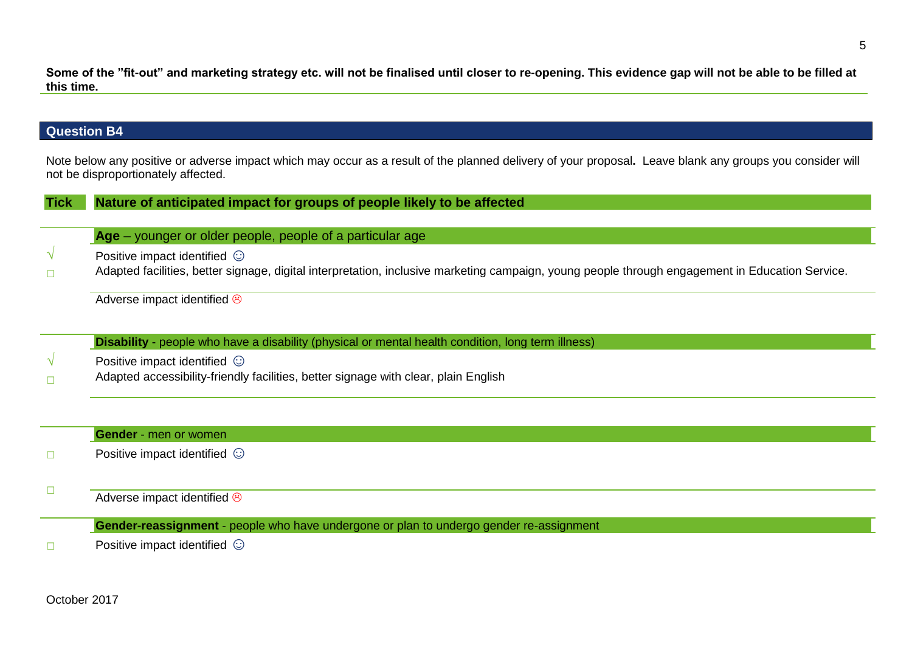**Some of the "fit-out" and marketing strategy etc. will not be finalised until closer to re-opening. This evidence gap will not be able to be filled at this time.**

## Question B4

Note below any positive or adverse impact which may occur as a result of the planned delivery of your proposal**.** Leave blank any groups you consider will not be disproportionately affected.

| Tick | Nature of anticipated impact for groups of people likely to be affected |
|---|---|
| | **Age** – younger or older people, people of a particular age |
| √ | Positive impact identified ☺ |
| □ | Adapted facilities, better signage, digital interpretation, inclusive marketing campaign, young people through engagement in Education Service. |
| | Adverse impact identified ☹ |
| | **Disability** - people who have a disability (physical or mental health condition, long term illness) |
| √ | Positive impact identified ☺ |
| □ | Adapted accessibility-friendly facilities, better signage with clear, plain English |
| | **Gender** - men or women |
| □ | Positive impact identified ☺ |
| □ | Adverse impact identified ☹ |
| | **Gender-reassignment** - people who have undergone or plan to undergo gender re-assignment |
| □ | Positive impact identified ☺ |

October 2017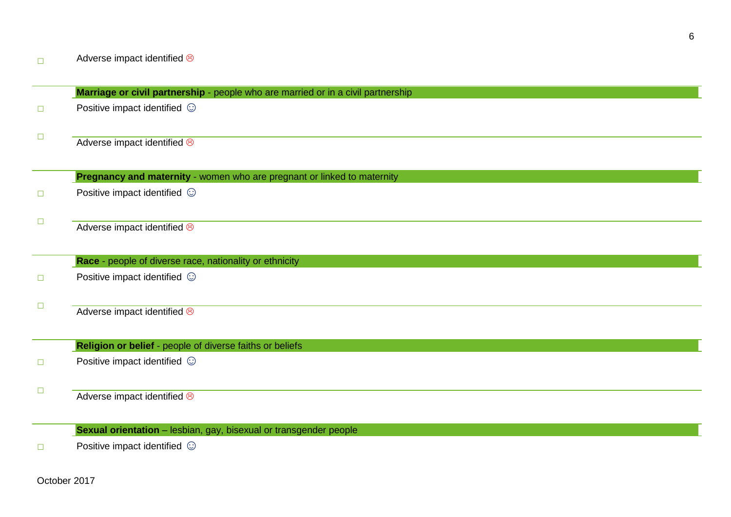☐ Adverse impact identified ☹

**Marriage or civil partnership** - people who are married or in a civil partnership

☐ Positive impact identified ☺

☐ Adverse impact identified ☹

**Pregnancy and maternity** - women who are pregnant or linked to maternity

☐ Positive impact identified ☺

☐ Adverse impact identified ☹

**Race** - people of diverse race, nationality or ethnicity

☐ Positive impact identified ☺

☐ Adverse impact identified ☹

**Religion or belief** - people of diverse faiths or beliefs

☐ Positive impact identified ☺

☐ Adverse impact identified ☹

**Sexual orientation** – lesbian, gay, bisexual or transgender people

☐ Positive impact identified ☺

October 2017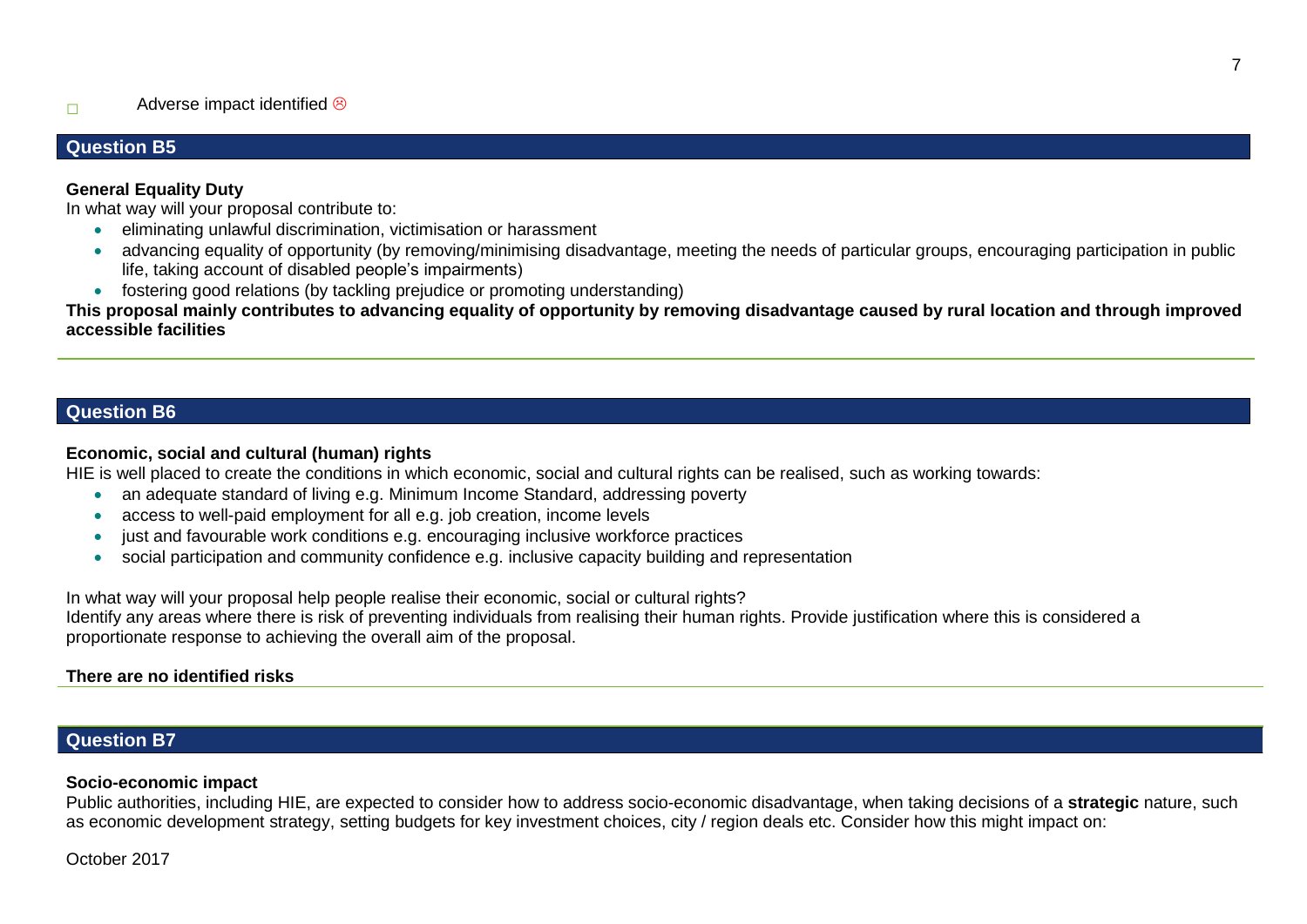☐ Adverse impact identified ☹

## Question B5

**General Equality Duty**

In what way will your proposal contribute to:

- eliminating unlawful discrimination, victimisation or harassment
- advancing equality of opportunity (by removing/minimising disadvantage, meeting the needs of particular groups, encouraging participation in public life, taking account of disabled people's impairments)
- fostering good relations (by tackling prejudice or promoting understanding)

**This proposal mainly contributes to advancing equality of opportunity by removing disadvantage caused by rural location and through improved accessible facilities**

## Question B6

**Economic, social and cultural (human) rights**

HIE is well placed to create the conditions in which economic, social and cultural rights can be realised, such as working towards:

- an adequate standard of living e.g. Minimum Income Standard, addressing poverty
- access to well-paid employment for all e.g. job creation, income levels
- just and favourable work conditions e.g. encouraging inclusive workforce practices
- social participation and community confidence e.g. inclusive capacity building and representation

In what way will your proposal help people realise their economic, social or cultural rights?

Identify any areas where there is risk of preventing individuals from realising their human rights. Provide justification where this is considered a proportionate response to achieving the overall aim of the proposal.

**There are no identified risks**

## Question B7

**Socio-economic impact**

Public authorities, including HIE, are expected to consider how to address socio-economic disadvantage, when taking decisions of a **strategic** nature, such as economic development strategy, setting budgets for key investment choices, city / region deals etc. Consider how this might impact on:

October 2017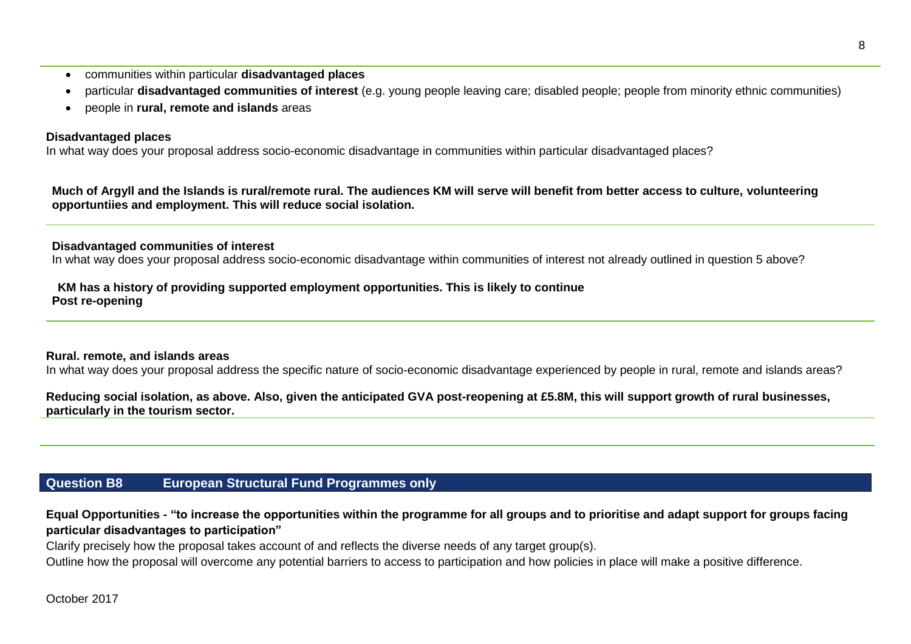- communities within particular **disadvantaged places**
- particular **disadvantaged communities of interest** (e.g. young people leaving care; disabled people; people from minority ethnic communities)
- people in **rural, remote and islands** areas

**Disadvantaged places**

In what way does your proposal address socio-economic disadvantage in communities within particular disadvantaged places?

**Much of Argyll and the Islands is rural/remote rural. The audiences KM will serve will benefit from better access to culture, volunteering opportuntiies and employment. This will reduce social isolation.**

**Disadvantaged communities of interest**

In what way does your proposal address socio-economic disadvantage within communities of interest not already outlined in question 5 above?

**KM has a history of providing supported employment opportunities. This is likely to continue Post re-opening**

**Rural. remote, and islands areas**

In what way does your proposal address the specific nature of socio-economic disadvantage experienced by people in rural, remote and islands areas?

**Reducing social isolation, as above. Also, given the anticipated GVA post-reopening at £5.8M, this will support growth of rural businesses, particularly in the tourism sector.**

## Question B8 European Structural Fund Programmes only

**Equal Opportunities - "to increase the opportunities within the programme for all groups and to prioritise and adapt support for groups facing particular disadvantages to participation"**

Clarify precisely how the proposal takes account of and reflects the diverse needs of any target group(s).

Outline how the proposal will overcome any potential barriers to access to participation and how policies in place will make a positive difference.

October 2017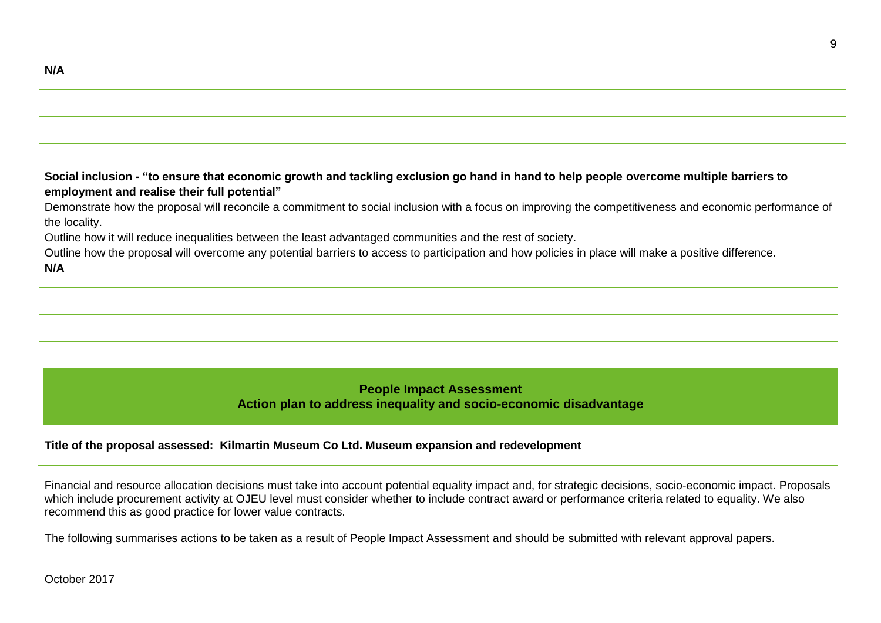**N/A**

**Social inclusion - "to ensure that economic growth and tackling exclusion go hand in hand to help people overcome multiple barriers to employment and realise their full potential"**

Demonstrate how the proposal will reconcile a commitment to social inclusion with a focus on improving the competitiveness and economic performance of the locality.

Outline how it will reduce inequalities between the least advantaged communities and the rest of society.

Outline how the proposal will overcome any potential barriers to access to participation and how policies in place will make a positive difference.

**N/A**

## People Impact Assessment
## Action plan to address inequality and socio-economic disadvantage

**Title of the proposal assessed: Kilmartin Museum Co Ltd. Museum expansion and redevelopment**

Financial and resource allocation decisions must take into account potential equality impact and, for strategic decisions, socio-economic impact. Proposals which include procurement activity at OJEU level must consider whether to include contract award or performance criteria related to equality. We also recommend this as good practice for lower value contracts.

The following summarises actions to be taken as a result of People Impact Assessment and should be submitted with relevant approval papers.

October 2017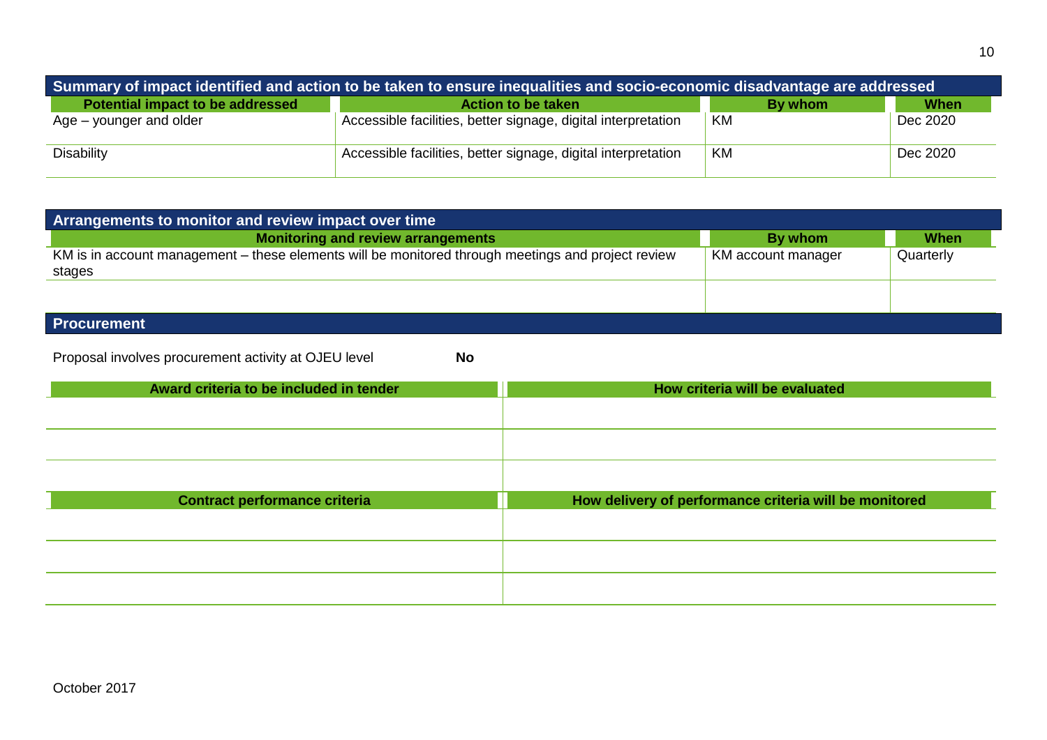## Summary of impact identified and action to be taken to ensure inequalities and socio-economic disadvantage are addressed

| Potential impact to be addressed | Action to be taken | By whom | When |
|---|---|---|---|
| Age – younger and older | Accessible facilities, better signage, digital interpretation | KM | Dec 2020 |
| Disability | Accessible facilities, better signage, digital interpretation | KM | Dec 2020 |

## Arrangements to monitor and review impact over time

| Monitoring and review arrangements | By whom | When |
|---|---|---|
| KM is in account management – these elements will be monitored through meetings and project review stages | KM account manager | Quarterly |
| | | |

## Procurement

Proposal involves procurement activity at OJEU level **No**

| Award criteria to be included in tender | How criteria will be evaluated |
|---|---|
| | |
| | |
| | |

| Contract performance criteria | How delivery of performance criteria will be monitored |
|---|---|
| | |
| | |
| | |

October 2017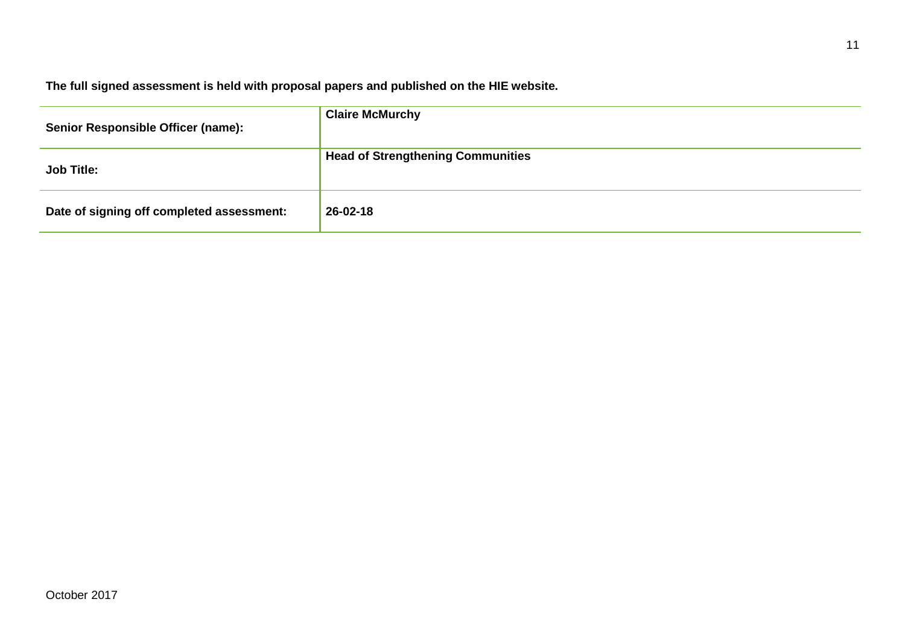**The full signed assessment is held with proposal papers and published on the HIE website.**

| | |
|---|---|
| **Senior Responsible Officer (name):** | **Claire McMurchy** |
| **Job Title:** | **Head of Strengthening Communities** |
| **Date of signing off completed assessment:** | **26-02-18** |

October 2017